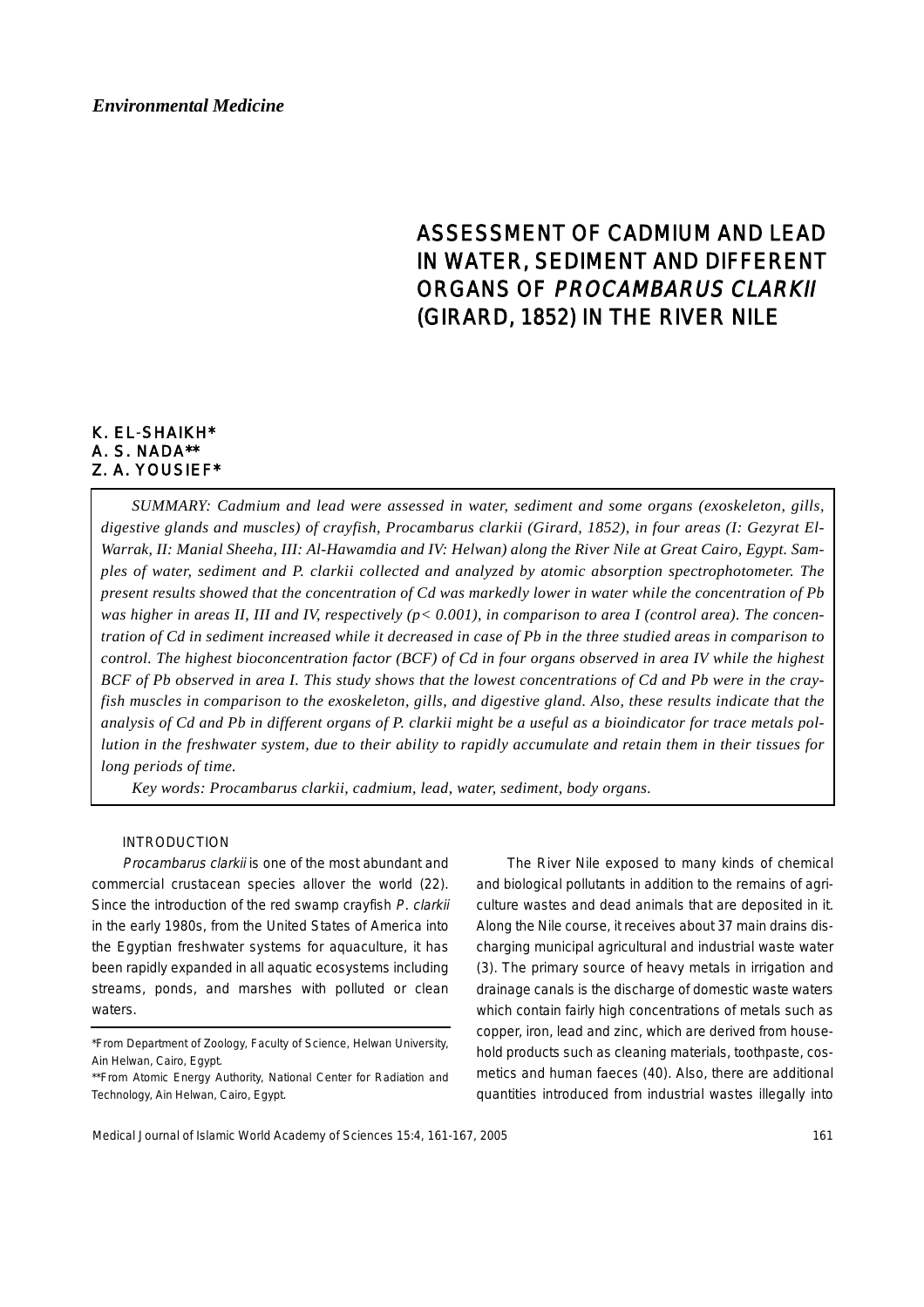*Environmental Medicine*

# ASSESSMENT OF CADMIUM AND LEAD IN WATER, SEDIMENT AND DIFFERENT ORGANS OF *PROCAMBARUS CLARKII* (GIRARD, 1852) IN THE RIVER NILE

K. EL-SHAIKH*
A. S. NADA**
Z. A. YOUSIEF*

*SUMMARY: Cadmium and lead were assessed in water, sediment and some organs (exoskeleton, gills, digestive glands and muscles) of crayfish, Procambarus clarkii (Girard, 1852), in four areas (I: Gezyrat El-Warrak, II: Manial Sheeha, III: Al-Hawamdia and IV: Helwan) along the River Nile at Great Cairo, Egypt. Samples of water, sediment and P. clarkii collected and analyzed by atomic absorption spectrophotometer. The present results showed that the concentration of Cd was markedly lower in water while the concentration of Pb was higher in areas II, III and IV, respectively ($p< 0.001$), in comparison to area I (control area). The concentration of Cd in sediment increased while it decreased in case of Pb in the three studied areas in comparison to control. The highest bioconcentration factor (BCF) of Cd in four organs observed in area IV while the highest BCF of Pb observed in area I. This study shows that the lowest concentrations of Cd and Pb were in the crayfish muscles in comparison to the exoskeleton, gills, and digestive gland. Also, these results indicate that the analysis of Cd and Pb in different organs of P. clarkii might be a useful as a bioindicator for trace metals pollution in the freshwater system, due to their ability to rapidly accumulate and retain them in their tissues for long periods of time.*

*Key words: Procambarus clarkii, cadmium, lead, water, sediment, body organs.*

## INTRODUCTION

*Procambarus clarkii* is one of the most abundant and commercial crustacean species allover the world (22). Since the introduction of the red swamp crayfish *P. clarkii* in the early 1980s, from the United States of America into the Egyptian freshwater systems for aquaculture, it has been rapidly expanded in all aquatic ecosystems including streams, ponds, and marshes with polluted or clean waters.

The River Nile exposed to many kinds of chemical and biological pollutants in addition to the remains of agriculture wastes and dead animals that are deposited in it. Along the Nile course, it receives about 37 main drains discharging municipal agricultural and industrial waste water (3). The primary source of heavy metals in irrigation and drainage canals is the discharge of domestic waste waters which contain fairly high concentrations of metals such as copper, iron, lead and zinc, which are derived from household products such as cleaning materials, toothpaste, cosmetics and human faeces (40). Also, there are additional quantities introduced from industrial wastes illegally into

*From Department of Zoology, Faculty of Science, Helwan University, Ain Helwan, Cairo, Egypt.

**From Atomic Energy Authority, National Center for Radiation and Technology, Ain Helwan, Cairo, Egypt.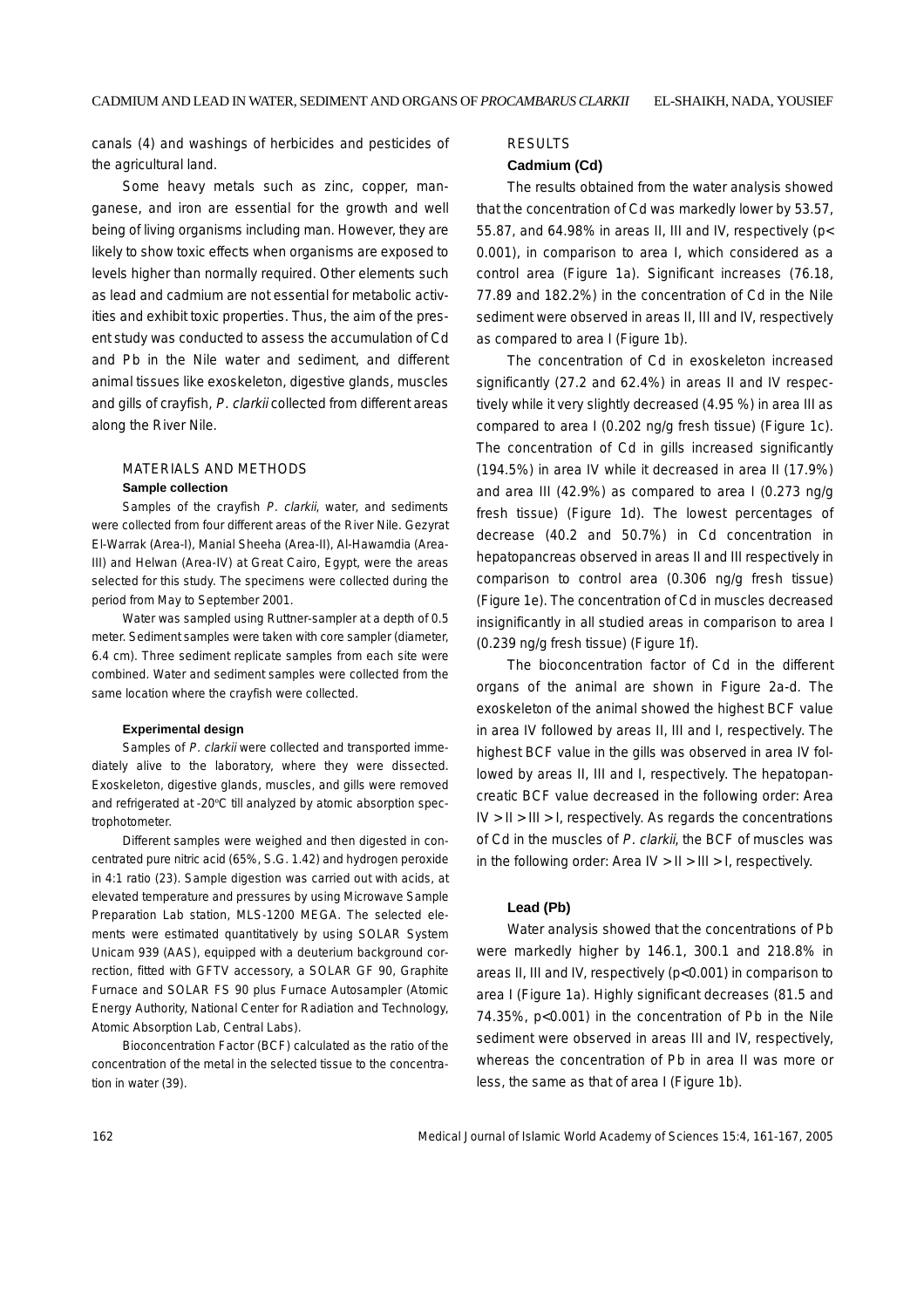canals (4) and washings of herbicides and pesticides of the agricultural land.

Some heavy metals such as zinc, copper, manganese, and iron are essential for the growth and well being of living organisms including man. However, they are likely to show toxic effects when organisms are exposed to levels higher than normally required. Other elements such as lead and cadmium are not essential for metabolic activities and exhibit toxic properties. Thus, the aim of the present study was conducted to assess the accumulation of Cd and Pb in the Nile water and sediment, and different animal tissues like exoskeleton, digestive glands, muscles and gills of crayfish, *P. clarkii* collected from different areas along the River Nile.

## MATERIALS AND METHODS

### Sample collection

Samples of the crayfish *P. clarkii*, water, and sediments were collected from four different areas of the River Nile. Gezyrat El-Warrak (Area-I), Manial Sheeha (Area-II), Al-Hawamdia (Area-III) and Helwan (Area-IV) at Great Cairo, Egypt, were the areas selected for this study. The specimens were collected during the period from May to September 2001.

Water was sampled using Ruttner-sampler at a depth of 0.5 meter. Sediment samples were taken with core sampler (diameter, 6.4 cm). Three sediment replicate samples from each site were combined. Water and sediment samples were collected from the same location where the crayfish were collected.

### Experimental design

Samples of *P. clarkii* were collected and transported immediately alive to the laboratory, where they were dissected. Exoskeleton, digestive glands, muscles, and gills were removed and refrigerated at -20°C till analyzed by atomic absorption spectrophotometer.

Different samples were weighed and then digested in concentrated pure nitric acid (65%, S.G. 1.42) and hydrogen peroxide in 4:1 ratio (23). Sample digestion was carried out with acids, at elevated temperature and pressures by using Microwave Sample Preparation Lab station, MLS-1200 MEGA. The selected elements were estimated quantitatively by using SOLAR System Unicam 939 (AAS), equipped with a deuterium background correction, fitted with GFTV accessory, a SOLAR GF 90, Graphite Furnace and SOLAR FS 90 plus Furnace Autosampler (Atomic Energy Authority, National Center for Radiation and Technology, Atomic Absorption Lab, Central Labs).

Bioconcentration Factor (BCF) calculated as the ratio of the concentration of the metal in the selected tissue to the concentration in water (39).

## RESULTS

### Cadmium (Cd)

The results obtained from the water analysis showed that the concentration of Cd was markedly lower by 53.57, 55.87, and 64.98% in areas II, III and IV, respectively ($p < 0.001$), in comparison to area I, which considered as a control area (Figure 1a). Significant increases (76.18, 77.89 and 182.2%) in the concentration of Cd in the Nile sediment were observed in areas II, III and IV, respectively as compared to area I (Figure 1b).

The concentration of Cd in exoskeleton increased significantly (27.2 and 62.4%) in areas II and IV respectively while it very slightly decreased (4.95 %) in area III as compared to area I (0.202 ng/g fresh tissue) (Figure 1c). The concentration of Cd in gills increased significantly (194.5%) in area IV while it decreased in area II (17.9%) and area III (42.9%) as compared to area I (0.273 ng/g fresh tissue) (Figure 1d). The lowest percentages of decrease (40.2 and 50.7%) in Cd concentration in hepatopancreas observed in areas II and III respectively in comparison to control area (0.306 ng/g fresh tissue) (Figure 1e). The concentration of Cd in muscles decreased insignificantly in all studied areas in comparison to area I (0.239 ng/g fresh tissue) (Figure 1f).

The bioconcentration factor of Cd in the different organs of the animal are shown in Figure 2a-d. The exoskeleton of the animal showed the highest BCF value in area IV followed by areas II, III and I, respectively. The highest BCF value in the gills was observed in area IV followed by areas II, III and I, respectively. The hepatopancreatic BCF value decreased in the following order: Area IV > II > III > I, respectively. As regards the concentrations of Cd in the muscles of *P. clarkii*, the BCF of muscles was in the following order: Area IV > II > III > I, respectively.

### Lead (Pb)

Water analysis showed that the concentrations of Pb were markedly higher by 146.1, 300.1 and 218.8% in areas II, III and IV, respectively ($p<0.001$) in comparison to area I (Figure 1a). Highly significant decreases (81.5 and 74.35%, $p<0.001$) in the concentration of Pb in the Nile sediment were observed in areas III and IV, respectively, whereas the concentration of Pb in area II was more or less, the same as that of area I (Figure 1b).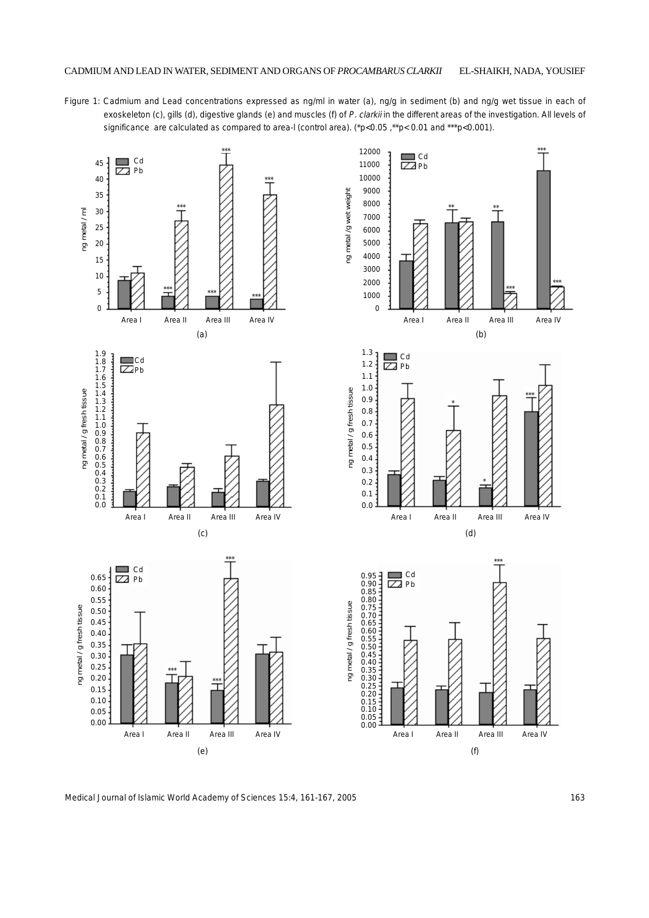Figure 1: Cadmium and Lead concentrations expressed as ng/ml in water (a), ng/g in sediment (b) and ng/g wet tissue in each of exoskeleton (c), gills (d), digestive glands (e) and muscles (f) of *P. clarkii* in the different areas of the investigation. All levels of significance are calculated as compared to area-I (control area). (*p<0.05 ,**p< 0.01 and ***p<0.001).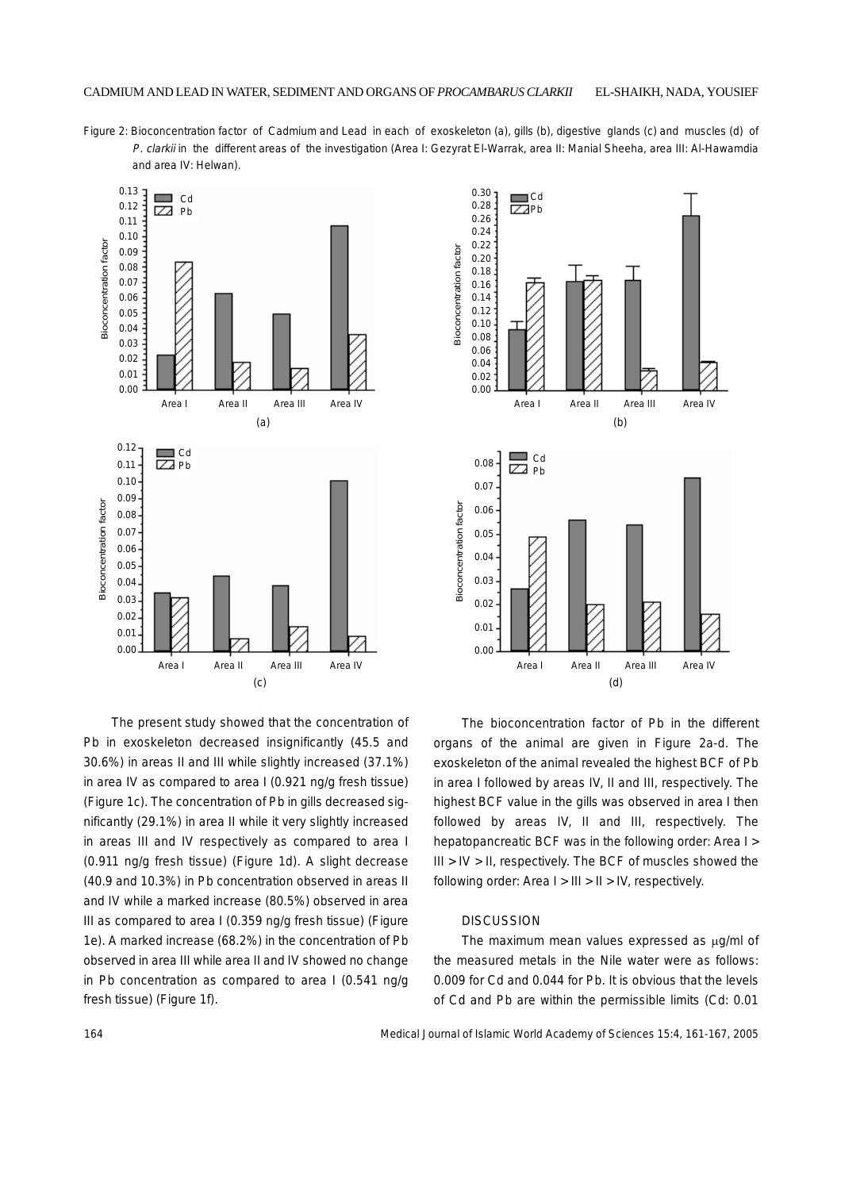Figure 2: Bioconcentration factor of Cadmium and Lead in each of exoskeleton (a), gills (b), digestive glands (c) and muscles (d) of *P. clarkii* in the different areas of the investigation (Area I: Gezyrat El-Warrak, area II: Manial Sheeha, area III: Al-Hawamdia and area IV: Helwan).

The present study showed that the concentration of Pb in exoskeleton decreased insignificantly (45.5 and 30.6%) in areas II and III while slightly increased (37.1%) in area IV as compared to area I (0.921 ng/g fresh tissue) (Figure 1c). The concentration of Pb in gills decreased significantly (29.1%) in area II while it very slightly increased in areas III and IV respectively as compared to area I (0.911 ng/g fresh tissue) (Figure 1d). A slight decrease (40.9 and 10.3%) in Pb concentration observed in areas II and IV while a marked increase (80.5%) observed in area III as compared to area I (0.359 ng/g fresh tissue) (Figure 1e). A marked increase (68.2%) in the concentration of Pb observed in area III while area II and IV showed no change in Pb concentration as compared to area I (0.541 ng/g fresh tissue) (Figure 1f).

The bioconcentration factor of Pb in the different organs of the animal are given in Figure 2a-d. The exoskeleton of the animal revealed the highest BCF of Pb in area I followed by areas IV, II and III, respectively. The highest BCF value in the gills was observed in area I then followed by areas IV, II and III, respectively. The hepatopancreatic BCF was in the following order: Area I > III > IV > II, respectively. The BCF of muscles showed the following order: Area I > III > II > IV, respectively.

## DISCUSSION

The maximum mean values expressed as $\mu$g/ml of the measured metals in the Nile water were as follows: 0.009 for Cd and 0.044 for Pb. It is obvious that the levels of Cd and Pb are within the permissible limits (Cd: 0.01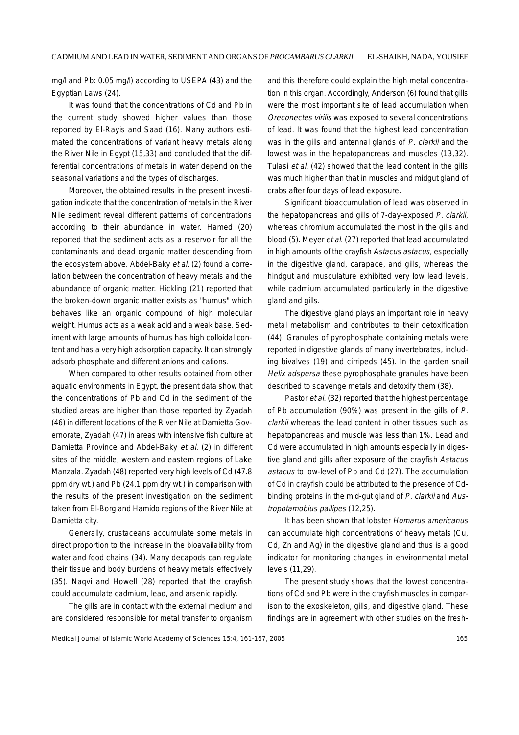mg/l and Pb: 0.05 mg/l) according to USEPA (43) and the Egyptian Laws (24).

It was found that the concentrations of Cd and Pb in the current study showed higher values than those reported by El-Rayis and Saad (16). Many authors estimated the concentrations of variant heavy metals along the River Nile in Egypt (15,33) and concluded that the differential concentrations of metals in water depend on the seasonal variations and the types of discharges.

Moreover, the obtained results in the present investigation indicate that the concentration of metals in the River Nile sediment reveal different patterns of concentrations according to their abundance in water. Hamed (20) reported that the sediment acts as a reservoir for all the contaminants and dead organic matter descending from the ecosystem above. Abdel-Baky *et al.* (2) found a correlation between the concentration of heavy metals and the abundance of organic matter. Hickling (21) reported that the broken-down organic matter exists as "humus" which behaves like an organic compound of high molecular weight. Humus acts as a weak acid and a weak base. Sediment with large amounts of humus has high colloidal content and has a very high adsorption capacity. It can strongly adsorb phosphate and different anions and cations.

When compared to other results obtained from other aquatic environments in Egypt, the present data show that the concentrations of Pb and Cd in the sediment of the studied areas are higher than those reported by Zyadah (46) in different locations of the River Nile at Damietta Governorate, Zyadah (47) in areas with intensive fish culture at Damietta Province and Abdel-Baky *et al.* (2) in different sites of the middle, western and eastern regions of Lake Manzala. Zyadah (48) reported very high levels of Cd (47.8 ppm dry wt.) and Pb (24.1 ppm dry wt.) in comparison with the results of the present investigation on the sediment taken from El-Borg and Hamido regions of the River Nile at Damietta city.

Generally, crustaceans accumulate some metals in direct proportion to the increase in the bioavailability from water and food chains (34). Many decapods can regulate their tissue and body burdens of heavy metals effectively (35). Naqvi and Howell (28) reported that the crayfish could accumulate cadmium, lead, and arsenic rapidly.

The gills are in contact with the external medium and are considered responsible for metal transfer to organism and this therefore could explain the high metal concentration in this organ. Accordingly, Anderson (6) found that gills were the most important site of lead accumulation when *Oreconectes virilis* was exposed to several concentrations of lead. It was found that the highest lead concentration was in the gills and antennal glands of *P. clarkii* and the lowest was in the hepatopancreas and muscles (13,32). Tulasi *et al.* (42) showed that the lead content in the gills was much higher than that in muscles and midgut gland of crabs after four days of lead exposure.

Significant bioaccumulation of lead was observed in the hepatopancreas and gills of 7-day-exposed *P. clarkii*, whereas chromium accumulated the most in the gills and blood (5). Meyer *et al.* (27) reported that lead accumulated in high amounts of the crayfish *Astacus astacus*, especially in the digestive gland, carapace, and gills, whereas the hindgut and musculature exhibited very low lead levels, while cadmium accumulated particularly in the digestive gland and gills.

The digestive gland plays an important role in heavy metal metabolism and contributes to their detoxification (44). Granules of pyrophosphate containing metals were reported in digestive glands of many invertebrates, including bivalves (19) and cirripeds (45). In the garden snail *Helix adspersa* these pyrophosphate granules have been described to scavenge metals and detoxify them (38).

Pastor *et al.* (32) reported that the highest percentage of Pb accumulation (90%) was present in the gills of *P. clarkii* whereas the lead content in other tissues such as hepatopancreas and muscle was less than 1%. Lead and Cd were accumulated in high amounts especially in digestive gland and gills after exposure of the crayfish *Astacus astacus* to low-level of Pb and Cd (27). The accumulation of Cd in crayfish could be attributed to the presence of Cd-binding proteins in the mid-gut gland of *P. clarkii* and *Austropotamobius pallipes* (12,25).

It has been shown that lobster *Homarus americanus* can accumulate high concentrations of heavy metals (Cu, Cd, Zn and Ag) in the digestive gland and thus is a good indicator for monitoring changes in environmental metal levels (11,29).

The present study shows that the lowest concentrations of Cd and Pb were in the crayfish muscles in comparison to the exoskeleton, gills, and digestive gland. These findings are in agreement with other studies on the fresh-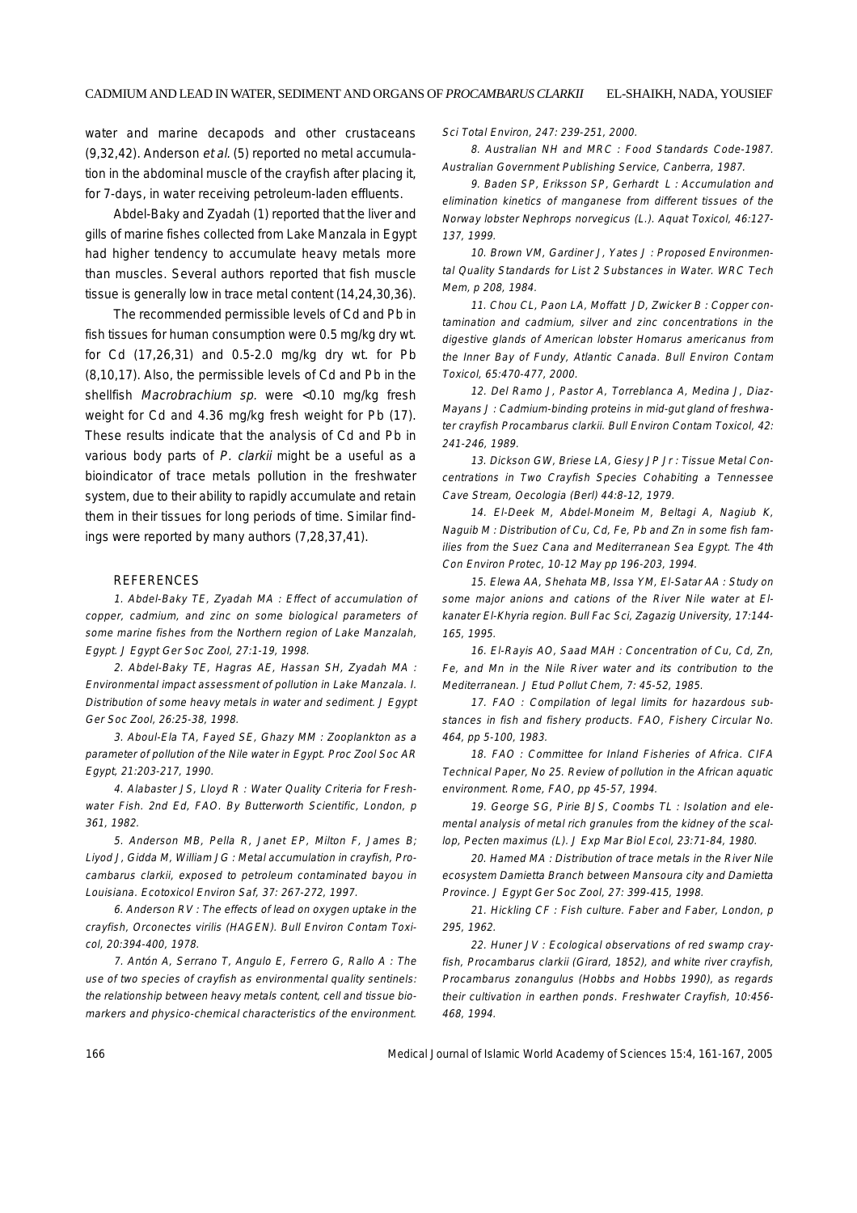water and marine decapods and other crustaceans (9,32,42). Anderson *et al.* (5) reported no metal accumulation in the abdominal muscle of the crayfish after placing it, for 7-days, in water receiving petroleum-laden effluents.

Abdel-Baky and Zyadah (1) reported that the liver and gills of marine fishes collected from Lake Manzala in Egypt had higher tendency to accumulate heavy metals more than muscles. Several authors reported that fish muscle tissue is generally low in trace metal content (14,24,30,36).

The recommended permissible levels of Cd and Pb in fish tissues for human consumption were 0.5 mg/kg dry wt. for Cd (17,26,31) and 0.5-2.0 mg/kg dry wt. for Pb (8,10,17). Also, the permissible levels of Cd and Pb in the shellfish *Macrobrachium sp.* were <0.10 mg/kg fresh weight for Cd and 4.36 mg/kg fresh weight for Pb (17). These results indicate that the analysis of Cd and Pb in various body parts of *P. clarkii* might be a useful as a bioindicator of trace metals pollution in the freshwater system, due to their ability to rapidly accumulate and retain them in their tissues for long periods of time. Similar findings were reported by many authors (7,28,37,41).

## REFERENCES

1. *Abdel-Baky TE, Zyadah MA : Effect of accumulation of copper, cadmium, and zinc on some biological parameters of some marine fishes from the Northern region of Lake Manzalah, Egypt. J Egypt Ger Soc Zool, 27:1-19, 1998.*

2. *Abdel-Baky TE, Hagras AE, Hassan SH, Zyadah MA : Environmental impact assessment of pollution in Lake Manzala. I. Distribution of some heavy metals in water and sediment. J Egypt Ger Soc Zool, 26:25-38, 1998.*

3. *Aboul-Ela TA, Fayed SE, Ghazy MM : Zooplankton as a parameter of pollution of the Nile water in Egypt. Proc Zool Soc AR Egypt, 21:203-217, 1990.*

4. *Alabaster JS, Lloyd R : Water Quality Criteria for Freshwater Fish. 2nd Ed, FAO. By Butterworth Scientific, London, p 361, 1982.*

5. *Anderson MB, Pella R, Janet EP, Milton F, James B; Liyod J, Gidda M, William JG : Metal accumulation in crayfish, Procambarus clarkii, exposed to petroleum contaminated bayou in Louisiana. Ecotoxicol Environ Saf, 37: 267-272, 1997.*

6. *Anderson RV : The effects of lead on oxygen uptake in the crayfish, Orconectes virilis (HAGEN). Bull Environ Contam Toxicol, 20:394-400, 1978.*

7. *Antón A, Serrano T, Angulo E, Ferrero G, Rallo A : The use of two species of crayfish as environmental quality sentinels: the relationship between heavy metals content, cell and tissue biomarkers and physico-chemical characteristics of the environment. Sci Total Environ, 247: 239-251, 2000.*

8. *Australian NH and MRC : Food Standards Code-1987. Australian Government Publishing Service, Canberra, 1987.*

9. *Baden SP, Eriksson SP, Gerhardt L : Accumulation and elimination kinetics of manganese from different tissues of the Norway lobster Nephrops norvegicus (L.). Aquat Toxicol, 46:127-137, 1999.*

10. *Brown VM, Gardiner J, Yates J : Proposed Environmental Quality Standards for List 2 Substances in Water. WRC Tech Mem, p 208, 1984.*

11. *Chou CL, Paon LA, Moffatt JD, Zwicker B : Copper contamination and cadmium, silver and zinc concentrations in the digestive glands of American lobster Homarus americanus from the Inner Bay of Fundy, Atlantic Canada. Bull Environ Contam Toxicol, 65:470-477, 2000.*

12. *Del Ramo J, Pastor A, Torreblanca A, Medina J, Diaz-Mayans J : Cadmium-binding proteins in mid-gut gland of freshwater crayfish Procambarus clarkii. Bull Environ Contam Toxicol, 42: 241-246, 1989.*

13. *Dickson GW, Briese LA, Giesy JP Jr : Tissue Metal Concentrations in Two Crayfish Species Cohabiting a Tennessee Cave Stream, Oecologia (Berl) 44:8-12, 1979.*

14. *El-Deek M, Abdel-Moneim M, Beltagi A, Nagiub K, Naguib M : Distribution of Cu, Cd, Fe, Pb and Zn in some fish families from the Suez Cana and Mediterranean Sea Egypt. The 4th Con Environ Protec, 10-12 May pp 196-203, 1994.*

15. *Elewa AA, Shehata MB, Issa YM, El-Satar AA : Study on some major anions and cations of the River Nile water at El-kanater El-Khyria region. Bull Fac Sci, Zagazig University, 17:144-165, 1995.*

16. *El-Rayis AO, Saad MAH : Concentration of Cu, Cd, Zn, Fe, and Mn in the Nile River water and its contribution to the Mediterranean. J Etud Pollut Chem, 7: 45-52, 1985.*

17. *FAO : Compilation of legal limits for hazardous substances in fish and fishery products. FAO, Fishery Circular No. 464, pp 5-100, 1983.*

18. *FAO : Committee for Inland Fisheries of Africa. CIFA Technical Paper, No 25. Review of pollution in the African aquatic environment. Rome, FAO, pp 45-57, 1994.*

19. *George SG, Pirie BJS, Coombs TL : Isolation and elemental analysis of metal rich granules from the kidney of the scallop, Pecten maximus (L). J Exp Mar Biol Ecol, 23:71-84, 1980.*

20. *Hamed MA : Distribution of trace metals in the River Nile ecosystem Damietta Branch between Mansoura city and Damietta Province. J Egypt Ger Soc Zool, 27: 399-415, 1998.*

21. *Hickling CF : Fish culture. Faber and Faber, London, p 295, 1962.*

22. *Huner JV : Ecological observations of red swamp crayfish, Procambarus clarkii (Girard, 1852), and white river crayfish, Procambarus zonangulus (Hobbs and Hobbs 1990), as regards their cultivation in earthen ponds. Freshwater Crayfish, 10:456-468, 1994.*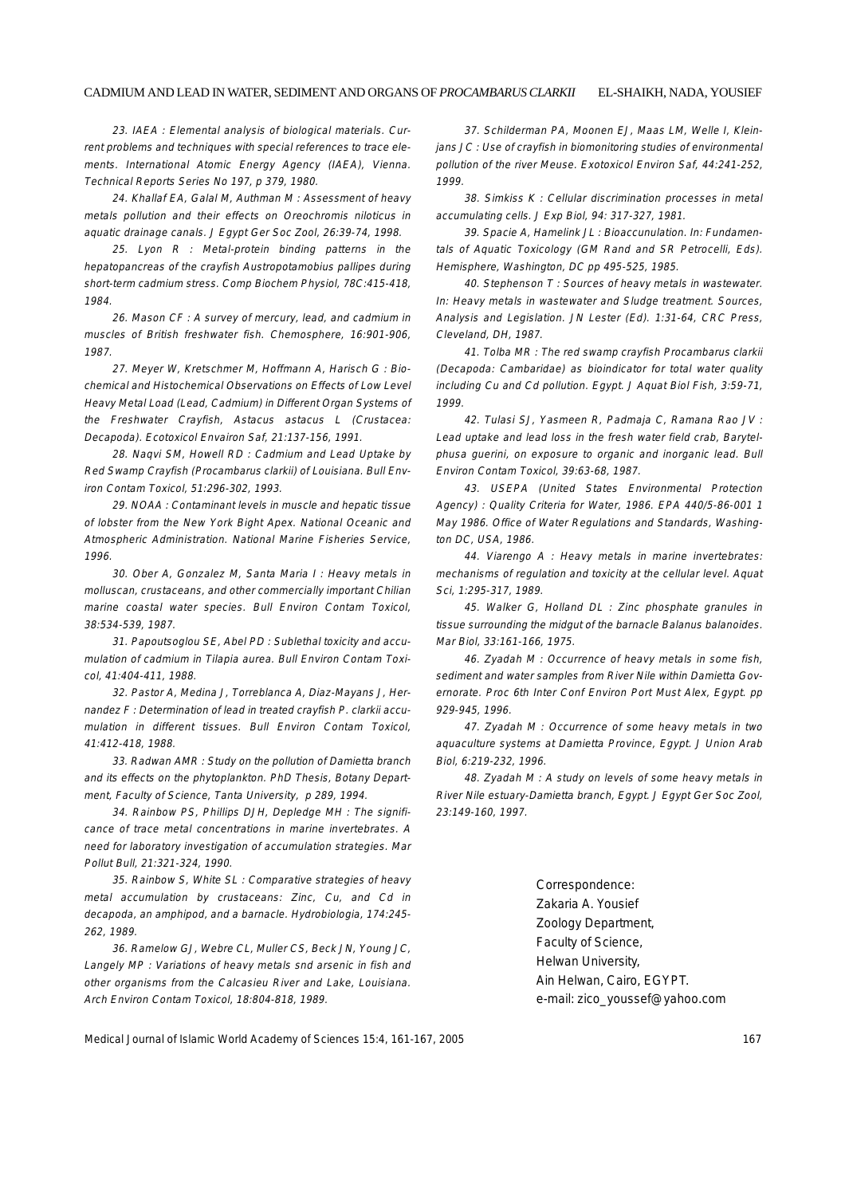23. IAEA : Elemental analysis of biological materials. Current problems and techniques with special references to trace elements. International Atomic Energy Agency (IAEA), Vienna. Technical Reports Series No 197, p 379, 1980.

24. Khallaf EA, Galal M, Authman M : Assessment of heavy metals pollution and their effects on Oreochromis niloticus in aquatic drainage canals. J Egypt Ger Soc Zool, 26:39-74, 1998.

25. Lyon R : Metal-protein binding patterns in the hepatopancreas of the crayfish Austropotamobius pallipes during short-term cadmium stress. Comp Biochem Physiol, 78C:415-418, 1984.

26. Mason CF : A survey of mercury, lead, and cadmium in muscles of British freshwater fish. Chemosphere, 16:901-906, 1987.

27. Meyer W, Kretschmer M, Hoffmann A, Harisch G : Biochemical and Histochemical Observations on Effects of Low Level Heavy Metal Load (Lead, Cadmium) in Different Organ Systems of the Freshwater Crayfish, Astacus astacus L (Crustacea: Decapoda). Ecotoxicol Envairon Saf, 21:137-156, 1991.

28. Naqvi SM, Howell RD : Cadmium and Lead Uptake by Red Swamp Crayfish (Procambarus clarkii) of Louisiana. Bull Environ Contam Toxicol, 51:296-302, 1993.

29. NOAA : Contaminant levels in muscle and hepatic tissue of lobster from the New York Bight Apex. National Oceanic and Atmospheric Administration. National Marine Fisheries Service, 1996.

30. Ober A, Gonzalez M, Santa Maria I : Heavy metals in molluscan, crustaceans, and other commercially important Chilian marine coastal water species. Bull Environ Contam Toxicol, 38:534-539, 1987.

31. Papoutsoglou SE, Abel PD : Sublethal toxicity and accumulation of cadmium in Tilapia aurea. Bull Environ Contam Toxicol, 41:404-411, 1988.

32. Pastor A, Medina J, Torreblanca A, Diaz-Mayans J, Hernandez F : Determination of lead in treated crayfish P. clarkii accumulation in different tissues. Bull Environ Contam Toxicol, 41:412-418, 1988.

33. Radwan AMR : Study on the pollution of Damietta branch and its effects on the phytoplankton. PhD Thesis, Botany Department, Faculty of Science, Tanta University, p 289, 1994.

34. Rainbow PS, Phillips DJH, Depledge MH : The significance of trace metal concentrations in marine invertebrates. A need for laboratory investigation of accumulation strategies. Mar Pollut Bull, 21:321-324, 1990.

35. Rainbow S, White SL : Comparative strategies of heavy metal accumulation by crustaceans: Zinc, Cu, and Cd in decapoda, an amphipod, and a barnacle. Hydrobiologia, 174:245-262, 1989.

36. Ramelow GJ, Webre CL, Muller CS, Beck JN, Young JC, Langely MP : Variations of heavy metals snd arsenic in fish and other organisms from the Calcasieu River and Lake, Louisiana. Arch Environ Contam Toxicol, 18:804-818, 1989.

37. Schilderman PA, Moonen EJ, Maas LM, Welle I, Kleinjans JC : Use of crayfish in biomonitoring studies of environmental pollution of the river Meuse. Exotoxicol Environ Saf, 44:241-252, 1999.

38. Simkiss K : Cellular discrimination processes in metal accumulating cells. J Exp Biol, 94: 317-327, 1981.

39. Spacie A, Hamelink JL : Bioaccunulation. In: Fundamentals of Aquatic Toxicology (GM Rand and SR Petrocelli, Eds). Hemisphere, Washington, DC pp 495-525, 1985.

40. Stephenson T : Sources of heavy metals in wastewater. In: Heavy metals in wastewater and Sludge treatment. Sources, Analysis and Legislation. JN Lester (Ed). 1:31-64, CRC Press, Cleveland, DH, 1987.

41. Tolba MR : The red swamp crayfish Procambarus clarkii (Decapoda: Cambaridae) as bioindicator for total water quality including Cu and Cd pollution. Egypt. J Aquat Biol Fish, 3:59-71, 1999.

42. Tulasi SJ, Yasmeen R, Padmaja C, Ramana Rao JV : Lead uptake and lead loss in the fresh water field crab, Barytelphusa guerini, on exposure to organic and inorganic lead. Bull Environ Contam Toxicol, 39:63-68, 1987.

43. USEPA (United States Environmental Protection Agency) : Quality Criteria for Water, 1986. EPA 440/5-86-001 1 May 1986. Office of Water Regulations and Standards, Washington DC, USA, 1986.

44. Viarengo A : Heavy metals in marine invertebrates: mechanisms of regulation and toxicity at the cellular level. Aquat Sci, 1:295-317, 1989.

45. Walker G, Holland DL : Zinc phosphate granules in tissue surrounding the midgut of the barnacle Balanus balanoides. Mar Biol, 33:161-166, 1975.

46. Zyadah M : Occurrence of heavy metals in some fish, sediment and water samples from River Nile within Damietta Governorate. Proc 6th Inter Conf Environ Port Must Alex, Egypt. pp 929-945, 1996.

47. Zyadah M : Occurrence of some heavy metals in two aquaculture systems at Damietta Province, Egypt. J Union Arab Biol, 6:219-232, 1996.

48. Zyadah M : A study on levels of some heavy metals in River Nile estuary-Damietta branch, Egypt. J Egypt Ger Soc Zool, 23:149-160, 1997.

Correspondence:
Zakaria A. Yousief
Zoology Department,
Faculty of Science,
Helwan University,
Ain Helwan, Cairo, EGYPT.
e-mail: zico_youssef@yahoo.com